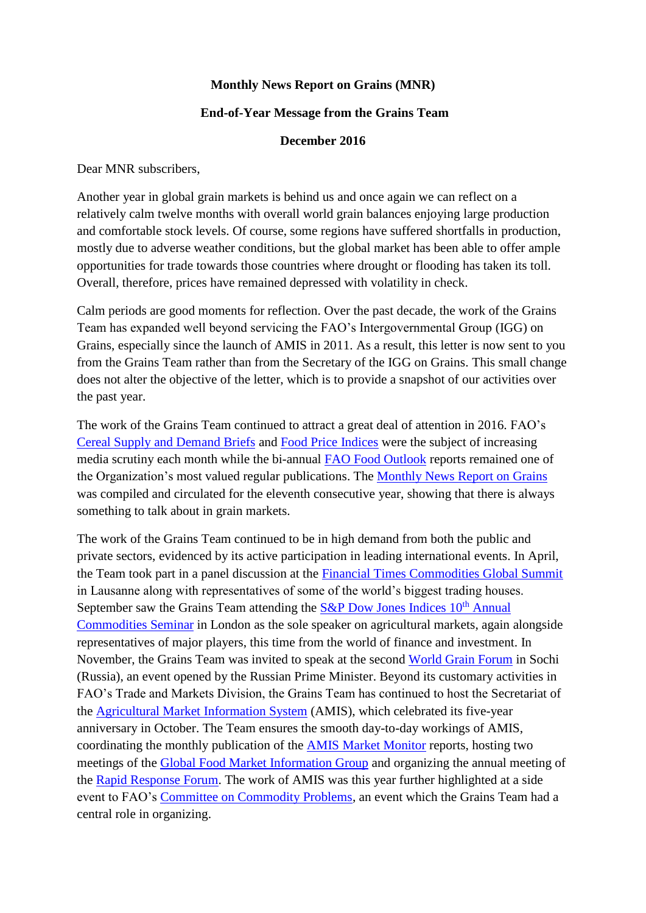**Monthly News Report on Grains (MNR)**

**End-of-Year Message from the Grains Team**

**December 2016**

Dear MNR subscribers,

Another year in global grain markets is behind us and once again we can reflect on a relatively calm twelve months with overall world grain balances enjoying large production and comfortable stock levels. Of course, some regions have suffered shortfalls in production, mostly due to adverse weather conditions, but the global market has been able to offer ample opportunities for trade towards those countries where drought or flooding has taken its toll. Overall, therefore, prices have remained depressed with volatility in check.

Calm periods are good moments for reflection. Over the past decade, the work of the Grains Team has expanded well beyond servicing the FAO's Intergovernmental Group (IGG) on Grains, especially since the launch of AMIS in 2011. As a result, this letter is now sent to you from the Grains Team rather than from the Secretary of the IGG on Grains. This small change does not alter the objective of the letter, which is to provide a snapshot of our activities over the past year.

The work of the Grains Team continued to attract a great deal of attention in 2016. FAO's Cereal Supply and Demand Briefs and Food Price Indices were the subject of increasing media scrutiny each month while the bi-annual FAO Food Outlook reports remained one of the Organization's most valued regular publications. The Monthly News Report on Grains was compiled and circulated for the eleventh consecutive year, showing that there is always something to talk about in grain markets.

The work of the Grains Team continued to be in high demand from both the public and private sectors, evidenced by its active participation in leading international events. In April, the Team took part in a panel discussion at the Financial Times Commodities Global Summit in Lausanne along with representatives of some of the world's biggest trading houses. September saw the Grains Team attending the S&P Dow Jones Indices 10th Annual Commodities Seminar in London as the sole speaker on agricultural markets, again alongside representatives of major players, this time from the world of finance and investment. In November, the Grains Team was invited to speak at the second World Grain Forum in Sochi (Russia), an event opened by the Russian Prime Minister. Beyond its customary activities in FAO's Trade and Markets Division, the Grains Team has continued to host the Secretariat of the Agricultural Market Information System (AMIS), which celebrated its five-year anniversary in October. The Team ensures the smooth day-to-day workings of AMIS, coordinating the monthly publication of the AMIS Market Monitor reports, hosting two meetings of the Global Food Market Information Group and organizing the annual meeting of the Rapid Response Forum. The work of AMIS was this year further highlighted at a side event to FAO's Committee on Commodity Problems, an event which the Grains Team had a central role in organizing.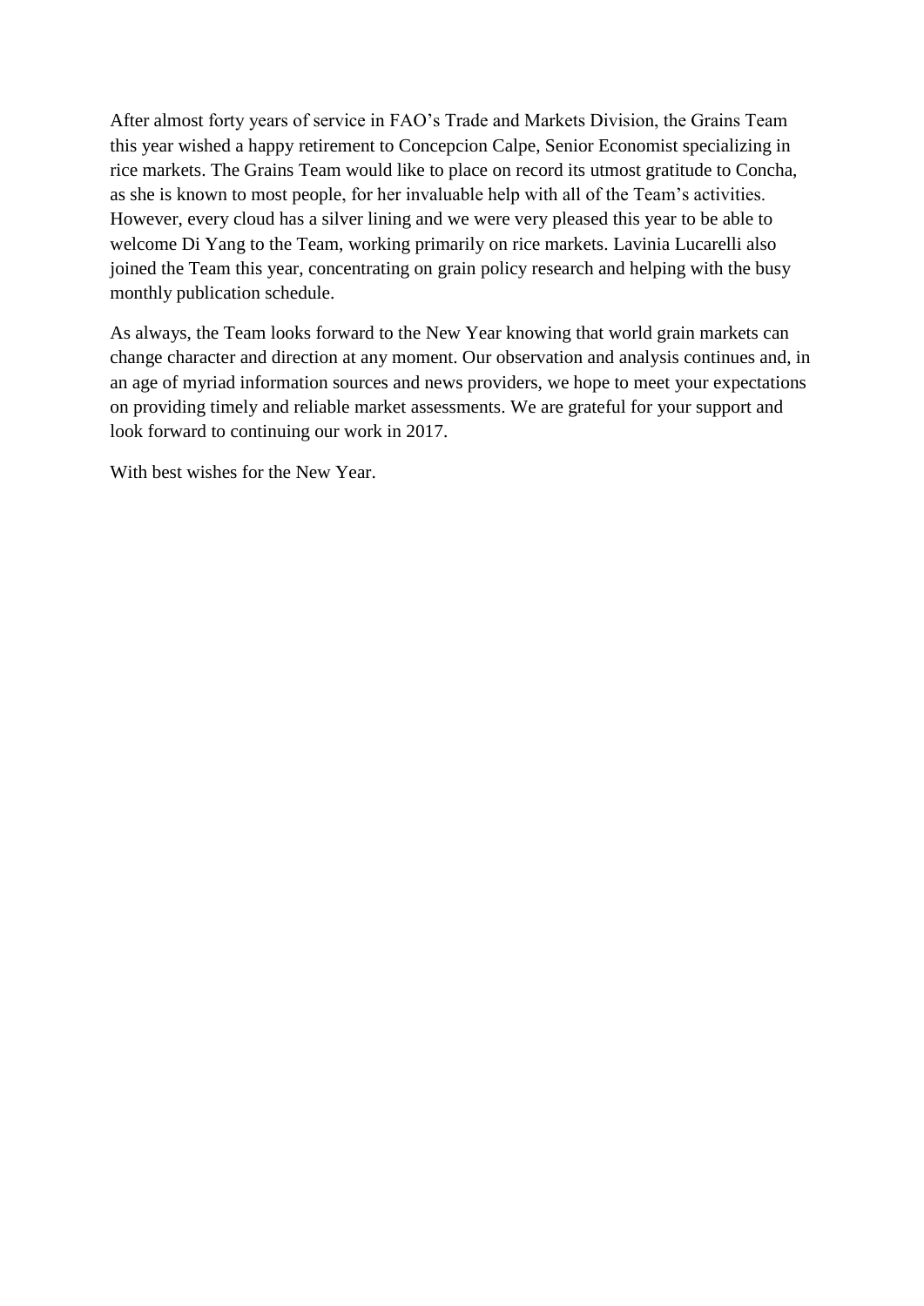After almost forty years of service in FAO's Trade and Markets Division, the Grains Team this year wished a happy retirement to Concepcion Calpe, Senior Economist specializing in rice markets. The Grains Team would like to place on record its utmost gratitude to Concha, as she is known to most people, for her invaluable help with all of the Team's activities. However, every cloud has a silver lining and we were very pleased this year to be able to welcome Di Yang to the Team, working primarily on rice markets. Lavinia Lucarelli also joined the Team this year, concentrating on grain policy research and helping with the busy monthly publication schedule.

As always, the Team looks forward to the New Year knowing that world grain markets can change character and direction at any moment. Our observation and analysis continues and, in an age of myriad information sources and news providers, we hope to meet your expectations on providing timely and reliable market assessments. We are grateful for your support and look forward to continuing our work in 2017.

With best wishes for the New Year.